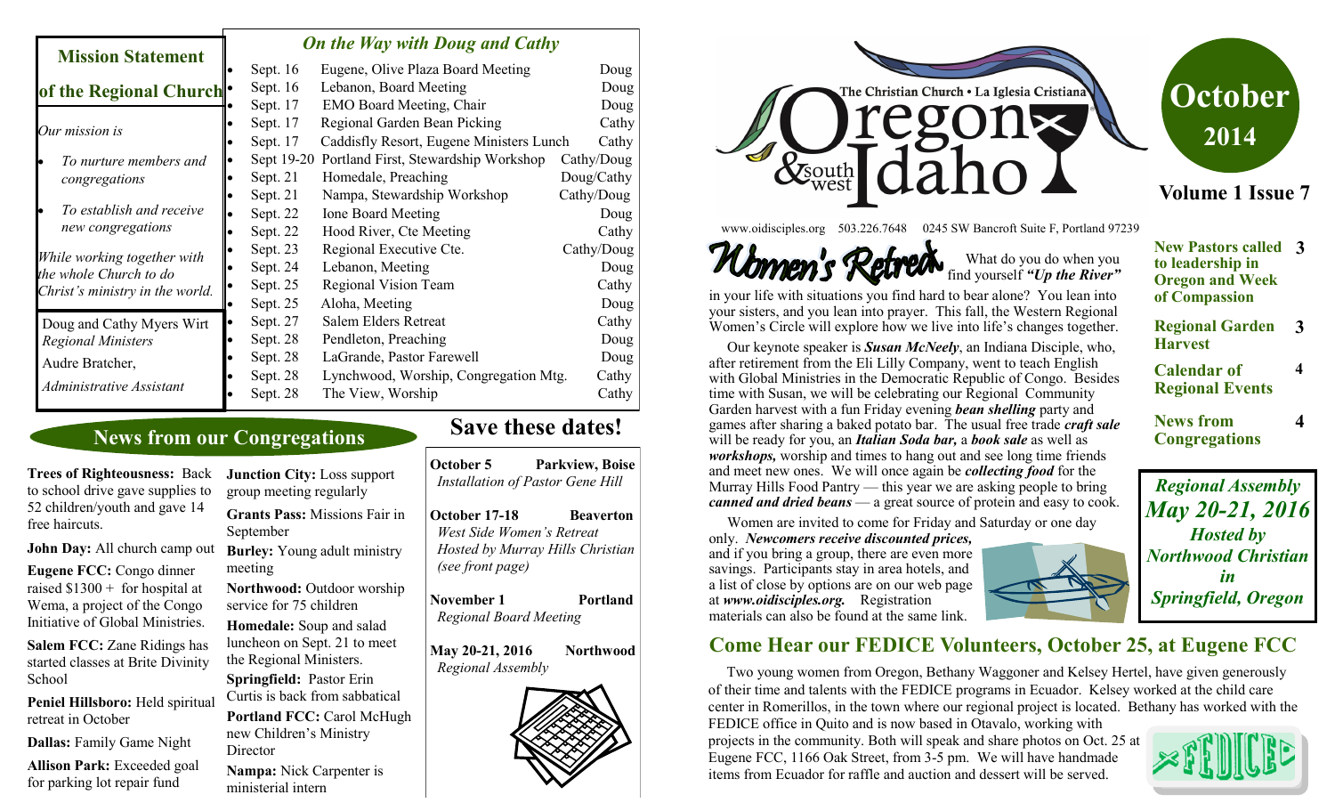# Oregon & southwest Idaho

The Christian Church • La Iglesia Cristiana

www.oidisciples.org 503.226.7648 0245 SW Bancroft Suite F, Portland 97239

**October 2014**

**Volume 1 Issue 7**

| | |
|---|---|
| New Pastors called to leadership in Oregon and Week of Compassion | 3 |
| Regional Garden Harvest | 3 |
| Calendar of Regional Events | 4 |
| News from Congregations | 4 |

***Regional Assembly May 20-21, 2016 Hosted by Northwood Christian in Springfield, Oregon***

## Mission Statement of the Regional Church

*Our mission is*

- *To nurture members and congregations*
- *To establish and receive new congregations*

*While working together with the whole Church to do Christ's ministry in the world.*

Doug and Cathy Myers Wirt
*Regional Ministers*

Audre Bratcher,
*Administrative Assistant*

## *On the Way with Doug and Cathy*

| Date | Event | Who |
|---|---|---|
| Sept. 16 | Eugene, Olive Plaza Board Meeting | Doug |
| Sept. 16 | Lebanon, Board Meeting | Doug |
| Sept. 17 | EMO Board Meeting, Chair | Doug |
| Sept. 17 | Regional Garden Bean Picking | Cathy |
| Sept. 17 | Caddisfly Resort, Eugene Ministers Lunch | Cathy |
| Sept 19-20 | Portland First, Stewardship Workshop | Cathy/Doug |
| Sept. 21 | Homedale, Preaching | Doug/Cathy |
| Sept. 21 | Nampa, Stewardship Workshop | Cathy/Doug |
| Sept. 22 | Ione Board Meeting | Doug |
| Sept. 22 | Hood River, Cte Meeting | Cathy |
| Sept. 23 | Regional Executive Cte. | Cathy/Doug |
| Sept. 24 | Lebanon, Meeting | Doug |
| Sept. 25 | Regional Vision Team | Cathy |
| Sept. 25 | Aloha, Meeting | Doug |
| Sept. 27 | Salem Elders Retreat | Cathy |
| Sept. 28 | Pendleton, Preaching | Doug |
| Sept. 28 | LaGrande, Pastor Farewell | Doug |
| Sept. 28 | Lynchwood, Worship, Congregation Mtg. | Cathy |
| Sept. 28 | The View, Worship | Cathy |

## Women's Retreat

What do you do when you find yourself ***"Up the River"*** in your life with situations you find hard to bear alone? You lean into your sisters, and you lean into prayer. This fall, the Western Regional Women's Circle will explore how we live into life's changes together.

Our keynote speaker is ***Susan McNeely***, an Indiana Disciple, who, after retirement from the Eli Lilly Company, went to teach English with Global Ministries in the Democratic Republic of Congo. Besides time with Susan, we will be celebrating our Regional Community Garden harvest with a fun Friday evening ***bean shelling*** party and games after sharing a baked potato bar. The usual free trade ***craft sale*** will be ready for you, an ***Italian Soda bar,*** a ***book sale*** as well as ***workshops,*** worship and times to hang out and see long time friends and meet new ones. We will once again be ***collecting food*** for the Murray Hills Food Pantry — this year we are asking people to bring ***canned and dried beans*** — a great source of protein and easy to cook.

Women are invited to come for Friday and Saturday or one day only. ***Newcomers receive discounted prices,*** and if you bring a group, there are even more savings. Participants stay in area hotels, and a list of close by options are on our web page at ***www.oidisciples.org.*** Registration materials can also be found at the same link.

## News from our Congregations

**Trees of Righteousness:** Back to school drive gave supplies to 52 children/youth and gave 14 free haircuts.

**John Day:** All church camp out

**Eugene FCC:** Congo dinner raised $1300 + for hospital at Wema, a project of the Congo Initiative of Global Ministries.

**Salem FCC:** Zane Ridings has started classes at Brite Divinity School

**Peniel Hillsboro:** Held spiritual retreat in October

**Dallas:** Family Game Night

**Allison Park:** Exceeded goal for parking lot repair fund

**Junction City:** Loss support group meeting regularly

**Grants Pass:** Missions Fair in September

**Burley:** Young adult ministry meeting

**Northwood:** Outdoor worship service for 75 children

**Homedale:** Soup and salad luncheon on Sept. 21 to meet the Regional Ministers.

**Springfield:** Pastor Erin Curtis is back from sabbatical

**Portland FCC:** Carol McHugh new Children's Ministry Director

**Nampa:** Nick Carpenter is ministerial intern

## Save these dates!

**October 5 — Parkview, Boise**
*Installation of Pastor Gene Hill*

**October 17-18 — Beaverton**
*West Side Women's Retreat*
*Hosted by Murray Hills Christian (see front page)*

**November 1 — Portland**
*Regional Board Meeting*

**May 20-21, 2016 — Northwood**
*Regional Assembly*

## Come Hear our FEDICE Volunteers, October 25, at Eugene FCC

Two young women from Oregon, Bethany Waggoner and Kelsey Hertel, have given generously of their time and talents with the FEDICE programs in Ecuador. Kelsey worked at the child care center in Romerillos, in the town where our regional project is located. Bethany has worked with the FEDICE office in Quito and is now based in Otavalo, working with projects in the community. Both will speak and share photos on Oct. 25 at Eugene FCC, 1166 Oak Street, from 3-5 pm. We will have handmade items from Ecuador for raffle and auction and dessert will be served.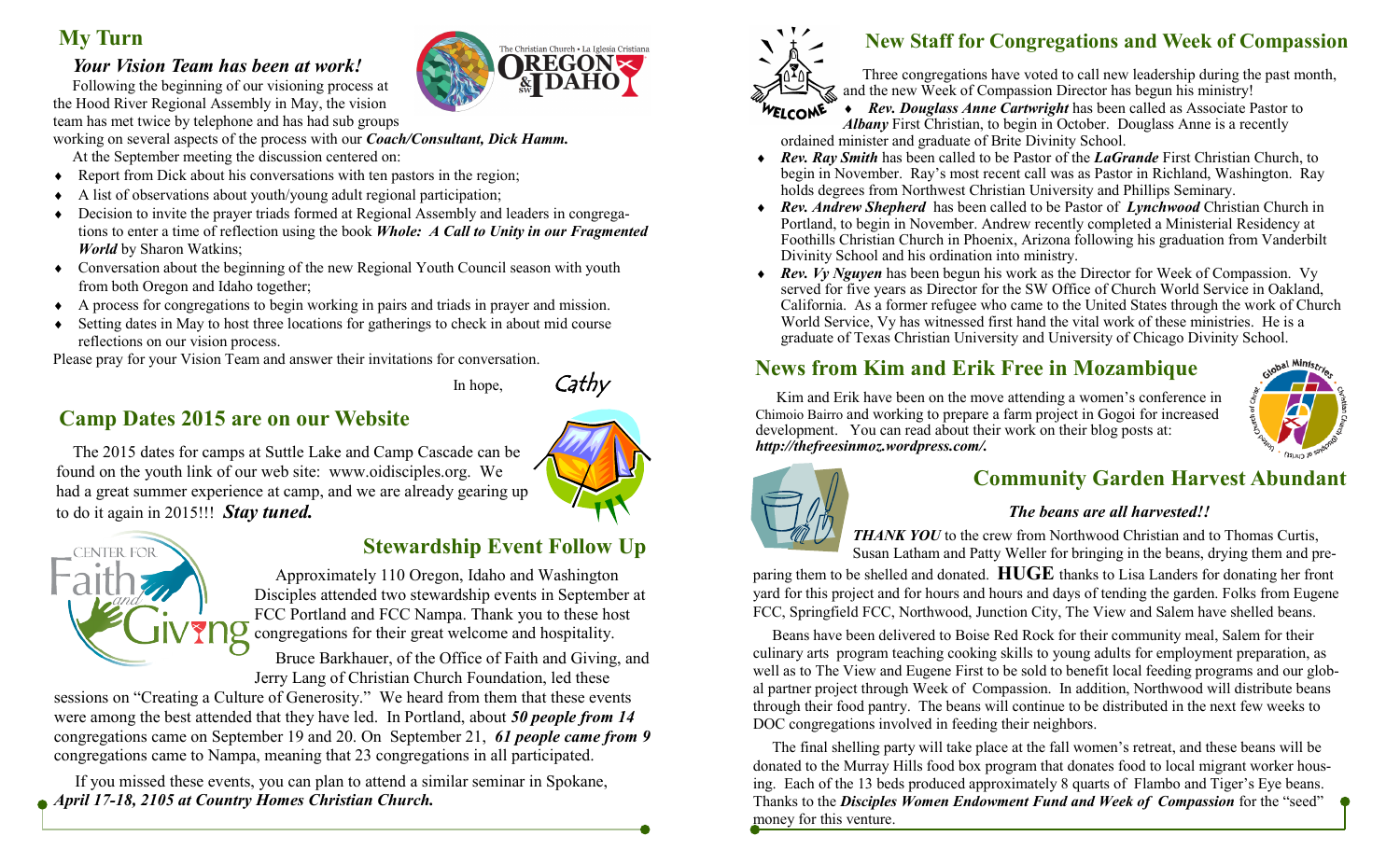## My Turn

### *Your Vision Team has been at work!*

Following the beginning of our visioning process at the Hood River Regional Assembly in May, the vision team has met twice by telephone and has had sub groups working on several aspects of the process with our ***Coach/Consultant, Dick Hamm.***

At the September meeting the discussion centered on:

- Report from Dick about his conversations with ten pastors in the region;
- A list of observations about youth/young adult regional participation;
- Decision to invite the prayer triads formed at Regional Assembly and leaders in congregations to enter a time of reflection using the book ***Whole: A Call to Unity in our Fragmented World*** by Sharon Watkins;
- Conversation about the beginning of the new Regional Youth Council season with youth from both Oregon and Idaho together;
- A process for congregations to begin working in pairs and triads in prayer and mission.
- Setting dates in May to host three locations for gatherings to check in about mid course reflections on our vision process.

Please pray for your Vision Team and answer their invitations for conversation.

In hope, Cathy

## Camp Dates 2015 are on our Website

The 2015 dates for camps at Suttle Lake and Camp Cascade can be found on the youth link of our web site: www.oidisciples.org. We had a great summer experience at camp, and we are already gearing up to do it again in 2015!!! ***Stay tuned.***

## Stewardship Event Follow Up

Approximately 110 Oregon, Idaho and Washington Disciples attended two stewardship events in September at FCC Portland and FCC Nampa. Thank you to these host congregations for their great welcome and hospitality.

Bruce Barkhauer, of the Office of Faith and Giving, and Jerry Lang of Christian Church Foundation, led these sessions on "Creating a Culture of Generosity." We heard from them that these events were among the best attended that they have led. In Portland, about ***50 people from 14*** congregations came on September 19 and 20. On September 21, ***61 people came from 9*** congregations came to Nampa, meaning that 23 congregations in all participated.

If you missed these events, you can plan to attend a similar seminar in Spokane, ***April 17-18, 2105 at Country Homes Christian Church.***

## New Staff for Congregations and Week of Compassion

Three congregations have voted to call new leadership during the past month, and the new Week of Compassion Director has begun his ministry!

- ***Rev. Douglass Anne Cartwright*** has been called as Associate Pastor to ***Albany*** First Christian, to begin in October. Douglass Anne is a recently ordained minister and graduate of Brite Divinity School.
- ***Rev. Ray Smith*** has been called to be Pastor of the ***LaGrande*** First Christian Church, to begin in November. Ray's most recent call was as Pastor in Richland, Washington. Ray holds degrees from Northwest Christian University and Phillips Seminary.
- ***Rev. Andrew Shepherd*** has been called to be Pastor of ***Lynchwood*** Christian Church in Portland, to begin in November. Andrew recently completed a Ministerial Residency at Foothills Christian Church in Phoenix, Arizona following his graduation from Vanderbilt Divinity School and his ordination into ministry.
- ***Rev. Vy Nguyen*** has been begun his work as the Director for Week of Compassion. Vy served for five years as Director for the SW Office of Church World Service in Oakland, California. As a former refugee who came to the United States through the work of Church World Service, Vy has witnessed first hand the vital work of these ministries. He is a graduate of Texas Christian University and University of Chicago Divinity School.

## News from Kim and Erik Free in Mozambique

Kim and Erik have been on the move attending a women's conference in Chimoio Bairro and working to prepare a farm project in Gogoi for increased development. You can read about their work on their blog posts at: ***http://thefreesinmoz.wordpress.com/.***

## Community Garden Harvest Abundant

### *The beans are all harvested!!*

***THANK YOU*** to the crew from Northwood Christian and to Thomas Curtis, Susan Latham and Patty Weller for bringing in the beans, drying them and preparing them to be shelled and donated. **HUGE** thanks to Lisa Landers for donating her front yard for this project and for hours and hours and days of tending the garden. Folks from Eugene FCC, Springfield FCC, Northwood, Junction City, The View and Salem have shelled beans.

Beans have been delivered to Boise Red Rock for their community meal, Salem for their culinary arts program teaching cooking skills to young adults for employment preparation, as well as to The View and Eugene First to be sold to benefit local feeding programs and our global partner project through Week of Compassion. In addition, Northwood will distribute beans through their food pantry. The beans will continue to be distributed in the next few weeks to DOC congregations involved in feeding their neighbors.

The final shelling party will take place at the fall women's retreat, and these beans will be donated to the Murray Hills food box program that donates food to local migrant worker housing. Each of the 13 beds produced approximately 8 quarts of Flambo and Tiger's Eye beans. Thanks to the ***Disciples Women Endowment Fund and Week of Compassion*** for the "seed" money for this venture.